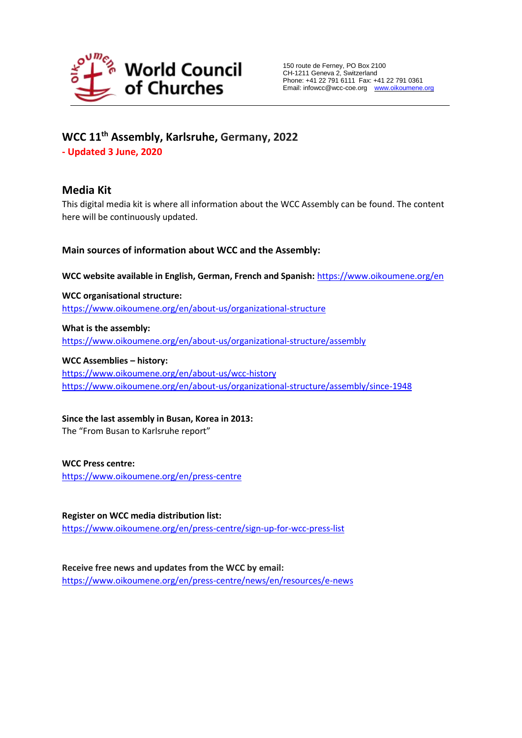World Council of Churches

150 route de Ferney, PO Box 2100
CH-1211 Geneva 2, Switzerland
Phone: +41 22 791 6111 Fax: +41 22 791 0361
Email: infowcc@wcc-coe.org www.oikoumene.org

## WCC 11th Assembly, Karlsruhe, Germany, 2022

**- Updated 3 June, 2020**

## Media Kit

This digital media kit is where all information about the WCC Assembly can be found. The content here will be continuously updated.

### Main sources of information about WCC and the Assembly:

**WCC website available in English, German, French and Spanish:** https://www.oikoumene.org/en

**WCC organisational structure:**
https://www.oikoumene.org/en/about-us/organizational-structure

**What is the assembly:**
https://www.oikoumene.org/en/about-us/organizational-structure/assembly

**WCC Assemblies – history:**
https://www.oikoumene.org/en/about-us/wcc-history
https://www.oikoumene.org/en/about-us/organizational-structure/assembly/since-1948

**Since the last assembly in Busan, Korea in 2013:**
The "From Busan to Karlsruhe report"

**WCC Press centre:**
https://www.oikoumene.org/en/press-centre

**Register on WCC media distribution list:**
https://www.oikoumene.org/en/press-centre/sign-up-for-wcc-press-list

**Receive free news and updates from the WCC by email:**
https://www.oikoumene.org/en/press-centre/news/en/resources/e-news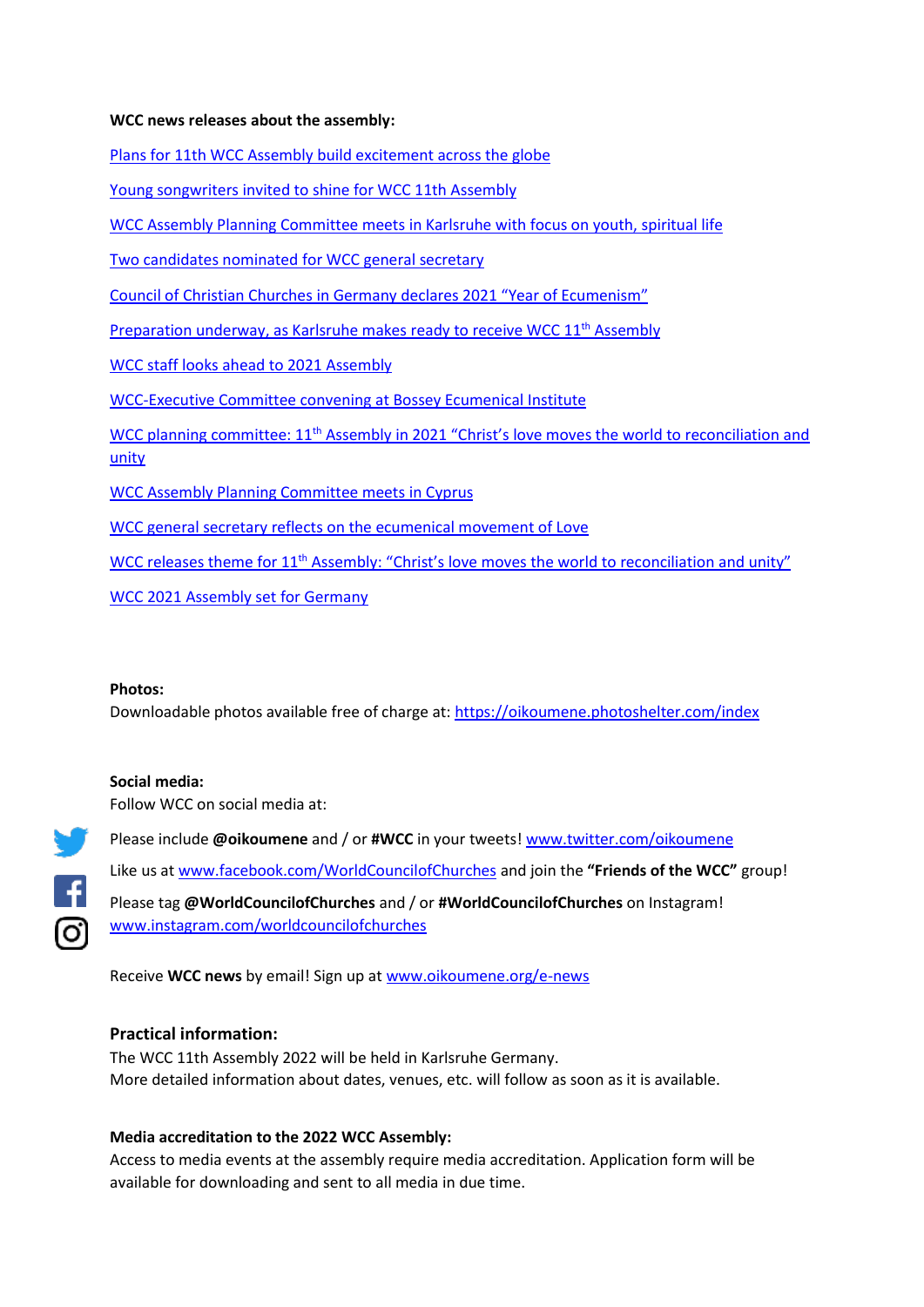**WCC news releases about the assembly:**

[Plans for 11th WCC Assembly build excitement across the globe]

[Young songwriters invited to shine for WCC 11th Assembly]

[WCC Assembly Planning Committee meets in Karlsruhe with focus on youth, spiritual life]

[Two candidates nominated for WCC general secretary]

[Council of Christian Churches in Germany declares 2021 "Year of Ecumenism"]

[Preparation underway, as Karlsruhe makes ready to receive WCC 11th Assembly]

[WCC staff looks ahead to 2021 Assembly]

[WCC-Executive Committee convening at Bossey Ecumenical Institute]

[WCC planning committee: 11th Assembly in 2021 "Christ's love moves the world to reconciliation and unity]

[WCC Assembly Planning Committee meets in Cyprus]

[WCC general secretary reflects on the ecumenical movement of Love]

[WCC releases theme for 11th Assembly: "Christ's love moves the world to reconciliation and unity"]

[WCC 2021 Assembly set for Germany]

**Photos:**
Downloadable photos available free of charge at: https://oikoumene.photoshelter.com/index

**Social media:**
Follow WCC on social media at:

Please include **@oikoumene** and / or **#WCC** in your tweets! www.twitter.com/oikoumene

Like us at www.facebook.com/WorldCouncilofChurches and join the **"Friends of the WCC"** group!

Please tag **@WorldCouncilofChurches** and / or **#WorldCouncilofChurches** on Instagram! www.instagram.com/worldcouncilofchurches

Receive **WCC news** by email! Sign up at www.oikoumene.org/e-news

**Practical information:**
The WCC 11th Assembly 2022 will be held in Karlsruhe Germany.
More detailed information about dates, venues, etc. will follow as soon as it is available.

**Media accreditation to the 2022 WCC Assembly:**
Access to media events at the assembly require media accreditation. Application form will be available for downloading and sent to all media in due time.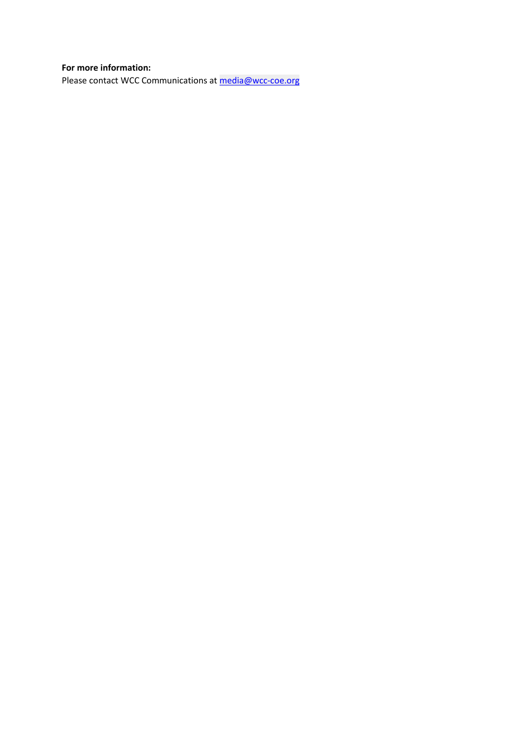**For more information:**
Please contact WCC Communications at [media@wcc-coe.org](mailto:media@wcc-coe.org)